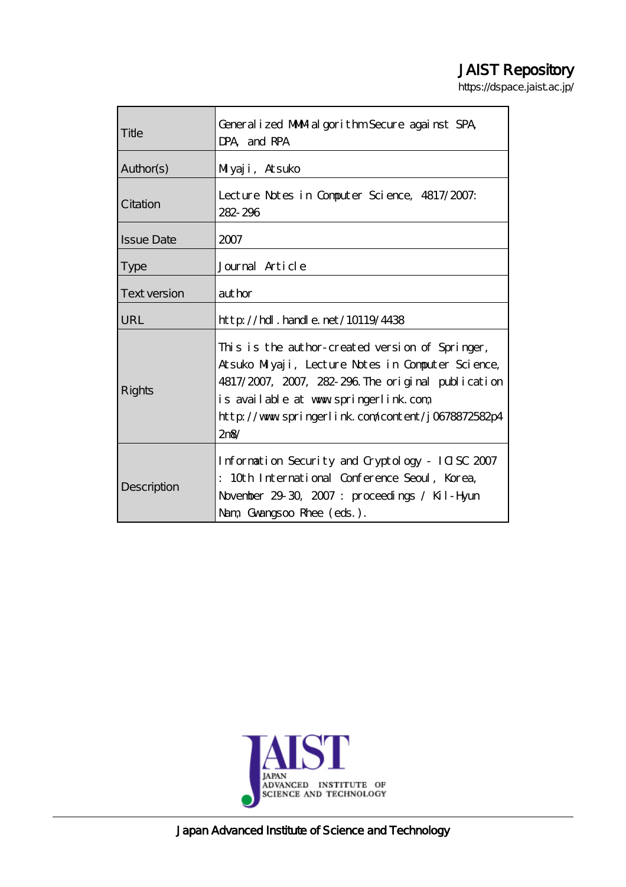# JAIST Repository

https://dspace.jaist.ac.jp/

| | |
|---|---|
| Title | Generalized MMM-algorithm Secure against SPA, DPA, and RPA |
| Author(s) | Miyaji, Atsuko |
| Citation | Lecture Notes in Computer Science, 4817/2007: 282-296 |
| Issue Date | 2007 |
| Type | Journal Article |
| Text version | author |
| URL | http://hdl.handle.net/10119/4438 |
| Rights | This is the author-created version of Springer, Atsuko Miyaji, Lecture Notes in Computer Science, 4817/2007, 2007, 282-296. The original publication is available at www.springerlink.com, http://www.springerlink.com/content/j0678872582p42n8/ |
| Description | Information Security and Cryptology - ICISC 2007 : 10th International Conference Seoul, Korea, November 29-30, 2007 : proceedings / Kil-Hyun Nam, Gwangsoo Rhee (eds.). |

JAIST JAPAN ADVANCED INSTITUTE OF SCIENCE AND TECHNOLOGY

Japan Advanced Institute of Science and Technology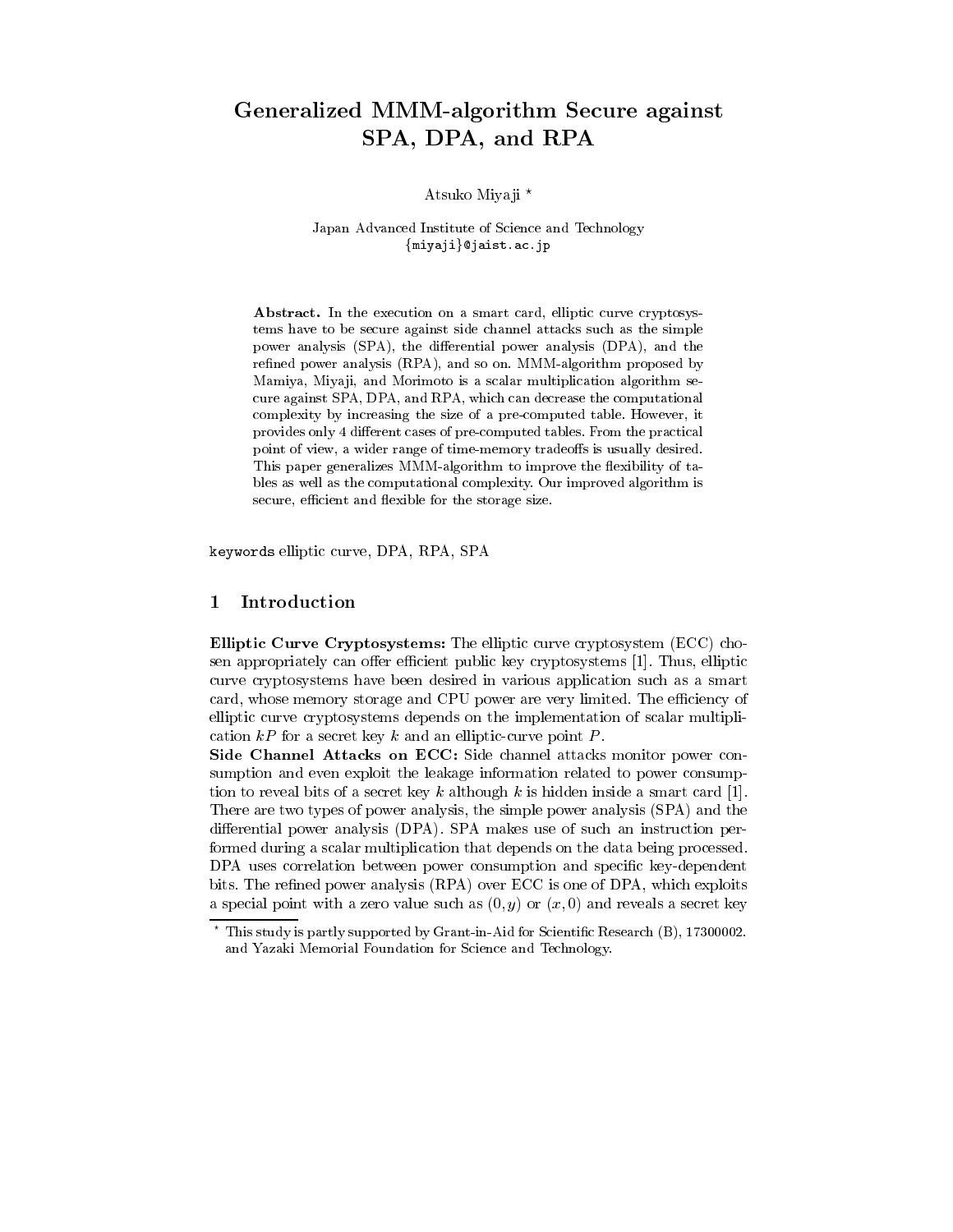# Generalized MMM-algorithm Secure against SPA, DPA, and RPA

Atsuko Miyaji *

Japan Advanced Institute of Science and Technology
{miyaji}@jaist.ac.jp

**Abstract.** In the execution on a smart card, elliptic curve cryptosystems have to be secure against side channel attacks such as the simple power analysis (SPA), the differential power analysis (DPA), and the refined power analysis (RPA), and so on. MMM-algorithm proposed by Mamiya, Miyaji, and Morimoto is a scalar multiplication algorithm secure against SPA, DPA, and RPA, which can decrease the computational complexity by increasing the size of a pre-computed table. However, it provides only 4 different cases of pre-computed tables. From the practical point of view, a wider range of time-memory tradeoffs is usually desired. This paper generalizes MMM-algorithm to improve the flexibility of tables as well as the computational complexity. Our improved algorithm is secure, efficient and flexible for the storage size.

`keywords` elliptic curve, DPA, RPA, SPA

## 1 Introduction

**Elliptic Curve Cryptosystems:** The elliptic curve cryptosystem (ECC) chosen appropriately can offer efficient public key cryptosystems [1]. Thus, elliptic curve cryptosystems have been desired in various application such as a smart card, whose memory storage and CPU power are very limited. The efficiency of elliptic curve cryptosystems depends on the implementation of scalar multiplication $kP$ for a secret key $k$ and an elliptic-curve point $P$.

**Side Channel Attacks on ECC:** Side channel attacks monitor power consumption and even exploit the leakage information related to power consumption to reveal bits of a secret key $k$ although $k$ is hidden inside a smart card [1]. There are two types of power analysis, the simple power analysis (SPA) and the differential power analysis (DPA). SPA makes use of such an instruction performed during a scalar multiplication that depends on the data being processed. DPA uses correlation between power consumption and specific key-dependent bits. The refined power analysis (RPA) over ECC is one of DPA, which exploits a special point with a zero value such as $(0, y)$ or $(x, 0)$ and reveals a secret key

---

* This study is partly supported by Grant-in-Aid for Scientific Research (B), 17300002. and Yazaki Memorial Foundation for Science and Technology.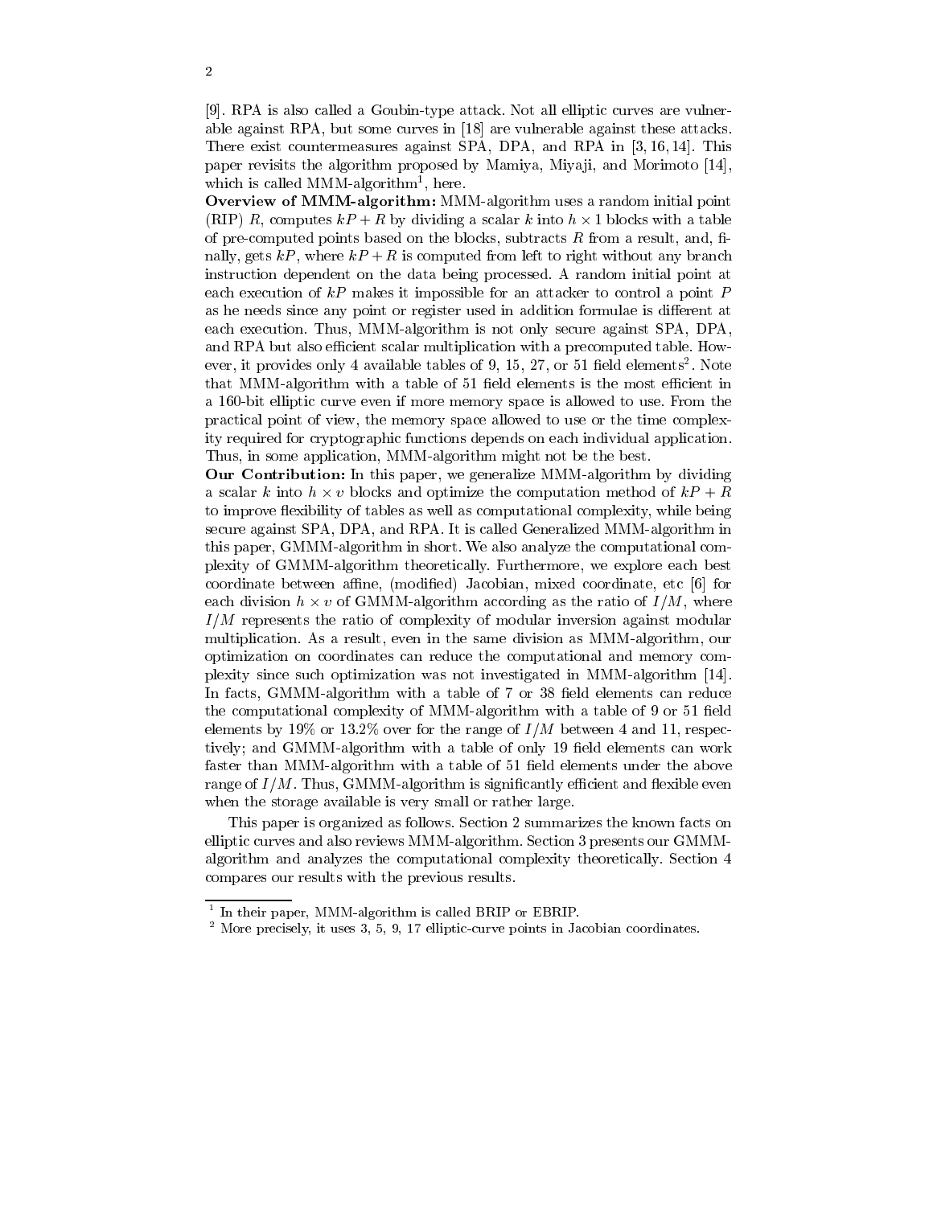[9]. RPA is also called a Goubin-type attack. Not all elliptic curves are vulnerable against RPA, but some curves in [18] are vulnerable against these attacks. There exist countermeasures against SPA, DPA, and RPA in [3, 16, 14]. This paper revisits the algorithm proposed by Mamiya, Miyaji, and Morimoto [14], which is called MMM-algorithm[1], here.

**Overview of MMM-algorithm:** MMM-algorithm uses a random initial point (RIP) $R$, computes $kP + R$ by dividing a scalar $k$ into $h \times 1$ blocks with a table of pre-computed points based on the blocks, subtracts $R$ from a result, and, finally, gets $kP$, where $kP + R$ is computed from left to right without any branch instruction dependent on the data being processed. A random initial point at each execution of $kP$ makes it impossible for an attacker to control a point $P$ as he needs since any point or register used in addition formulae is different at each execution. Thus, MMM-algorithm is not only secure against SPA, DPA, and RPA but also efficient scalar multiplication with a precomputed table. However, it provides only 4 available tables of 9, 15, 27, or 51 field elements[2]. Note that MMM-algorithm with a table of 51 field elements is the most efficient in a 160-bit elliptic curve even if more memory space is allowed to use. From the practical point of view, the memory space allowed to use or the time complexity required for cryptographic functions depends on each individual application. Thus, in some application, MMM-algorithm might not be the best.

**Our Contribution:** In this paper, we generalize MMM-algorithm by dividing a scalar $k$ into $h \times v$ blocks and optimize the computation method of $kP + R$ to improve flexibility of tables as well as computational complexity, while being secure against SPA, DPA, and RPA. It is called Generalized MMM-algorithm in this paper, GMMM-algorithm in short. We also analyze the computational complexity of GMMM-algorithm theoretically. Furthermore, we explore each best coordinate between affine, (modified) Jacobian, mixed coordinate, etc [6] for each division $h \times v$ of GMMM-algorithm according as the ratio of $I/M$, where $I/M$ represents the ratio of complexity of modular inversion against modular multiplication. As a result, even in the same division as MMM-algorithm, our optimization on coordinates can reduce the computational and memory complexity since such optimization was not investigated in MMM-algorithm [14]. In facts, GMMM-algorithm with a table of 7 or 38 field elements can reduce the computational complexity of MMM-algorithm with a table of 9 or 51 field elements by 19% or 13.2% over for the range of $I/M$ between 4 and 11, respectively; and GMMM-algorithm with a table of only 19 field elements can work faster than MMM-algorithm with a table of 51 field elements under the above range of $I/M$. Thus, GMMM-algorithm is significantly efficient and flexible even when the storage available is very small or rather large.

This paper is organized as follows. Section 2 summarizes the known facts on elliptic curves and also reviews MMM-algorithm. Section 3 presents our GMMM-algorithm and analyzes the computational complexity theoretically. Section 4 compares our results with the previous results.

---

[1] In their paper, MMM-algorithm is called BRIP or EBRIP.

[2] More precisely, it uses 3, 5, 9, 17 elliptic-curve points in Jacobian coordinates.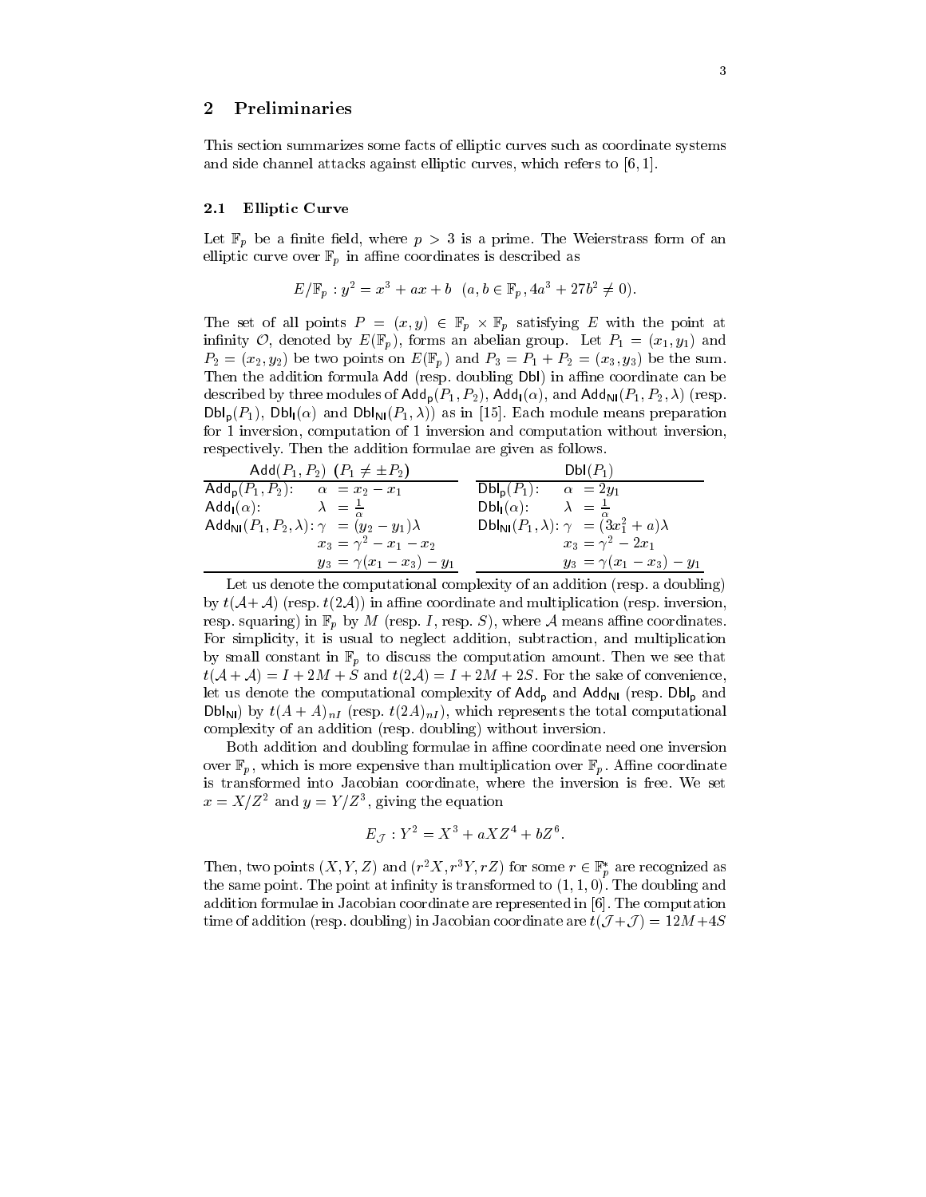## 2 Preliminaries

This section summarizes some facts of elliptic curves such as coordinate systems and side channel attacks against elliptic curves, which refers to [6, 1].

### 2.1 Elliptic Curve

Let $\mathbb{F}_p$ be a finite field, where $p > 3$ is a prime. The Weierstrass form of an elliptic curve over $\mathbb{F}_p$ in affine coordinates is described as

$$E/\mathbb{F}_p : y^2 = x^3 + ax + b \quad (a, b \in \mathbb{F}_p, 4a^3 + 27b^2 \neq 0).$$

The set of all points $P = (x, y) \in \mathbb{F}_p \times \mathbb{F}_p$ satisfying $E$ with the point at infinity $\mathcal{O}$, denoted by $E(\mathbb{F}_p)$, forms an abelian group. Let $P_1 = (x_1, y_1)$ and $P_2 = (x_2, y_2)$ be two points on $E(\mathbb{F}_p)$ and $P_3 = P_1 + P_2 = (x_3, y_3)$ be the sum. Then the addition formula $\mathsf{Add}$ (resp. doubling $\mathsf{Dbl}$) in affine coordinate can be described by three modules of $\mathsf{Add_p}(P_1, P_2)$, $\mathsf{Add_I}(\alpha)$, and $\mathsf{Add_{NI}}(P_1, P_2, \lambda)$ (resp. $\mathsf{Dbl_p}(P_1)$, $\mathsf{Dbl_I}(\alpha)$ and $\mathsf{Dbl_{NI}}(P_1, \lambda)$) as in [15]. Each module means preparation for 1 inversion, computation of 1 inversion and computation without inversion, respectively. Then the addition formulae are given as follows.

| $\mathsf{Add}(P_1, P_2)$ $(P_1 \neq \pm P_2)$ | | $\mathsf{Dbl}(P_1)$ | |
|---|---|---|---|
| $\mathsf{Add_p}(P_1, P_2)$: | $\alpha = x_2 - x_1$ | $\mathsf{Dbl_p}(P_1)$: | $\alpha = 2y_1$ |
| $\mathsf{Add_I}(\alpha)$: | $\lambda = \frac{1}{\alpha}$ | $\mathsf{Dbl_I}(\alpha)$: | $\lambda = \frac{1}{\alpha}$ |
| $\mathsf{Add_{NI}}(P_1, P_2, \lambda)$: | $\gamma = (y_2 - y_1)\lambda$ | $\mathsf{Dbl_{NI}}(P_1, \lambda)$: | $\gamma = (3x_1^2 + a)\lambda$ |
| | $x_3 = \gamma^2 - x_1 - x_2$ | | $x_3 = \gamma^2 - 2x_1$ |
| | $y_3 = \gamma(x_1 - x_3) - y_1$ | | $y_3 = \gamma(x_1 - x_3) - y_1$ |

Let us denote the computational complexity of an addition (resp. a doubling) by $t(\mathcal{A}+\mathcal{A})$ (resp. $t(2\mathcal{A})$) in affine coordinate and multiplication (resp. inversion, resp. squaring) in $\mathbb{F}_p$ by $M$ (resp. $I$, resp. $S$), where $\mathcal{A}$ means affine coordinates. For simplicity, it is usual to neglect addition, subtraction, and multiplication by small constant in $\mathbb{F}_p$ to discuss the computation amount. Then we see that $t(\mathcal{A}+\mathcal{A}) = I + 2M + S$ and $t(2\mathcal{A}) = I + 2M + 2S$. For the sake of convenience, let us denote the computational complexity of $\mathsf{Add_p}$ and $\mathsf{Add_{NI}}$ (resp. $\mathsf{Dbl_p}$ and $\mathsf{Dbl_{NI}}$) by $t(A + A)_{nI}$ (resp. $t(2A)_{nI}$), which represents the total computational complexity of an addition (resp. doubling) without inversion.

Both addition and doubling formulae in affine coordinate need one inversion over $\mathbb{F}_p$, which is more expensive than multiplication over $\mathbb{F}_p$. Affine coordinate is transformed into Jacobian coordinate, where the inversion is free. We set $x = X/Z^2$ and $y = Y/Z^3$, giving the equation

$$E_{\mathcal{J}} : Y^2 = X^3 + aXZ^4 + bZ^6.$$

Then, two points $(X, Y, Z)$ and $(r^2X, r^3Y, rZ)$ for some $r \in \mathbb{F}_p^*$ are recognized as the same point. The point at infinity is transformed to $(1, 1, 0)$. The doubling and addition formulae in Jacobian coordinate are represented in [6]. The computation time of addition (resp. doubling) in Jacobian coordinate are $t(\mathcal{J}+\mathcal{J}) = 12M+4S$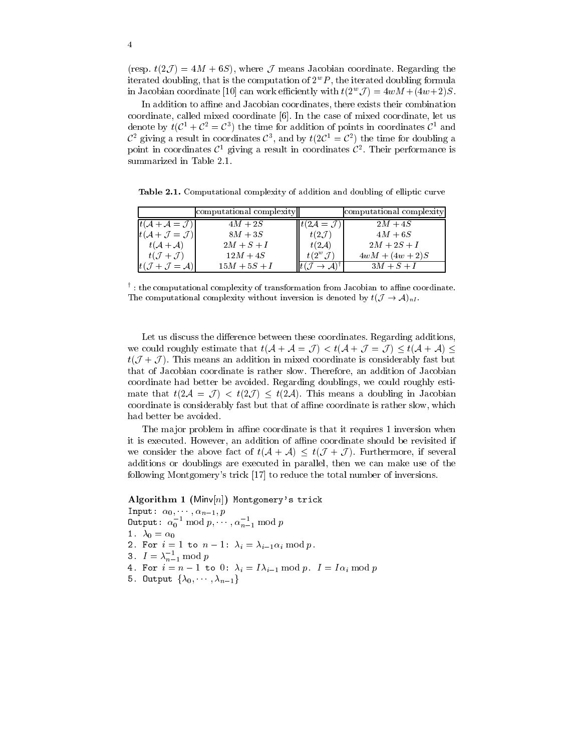(resp. $t(2\mathcal{J}) = 4M + 6S$), where $\mathcal{J}$ means Jacobian coordinate. Regarding the iterated doubling, that is the computation of $2^w P$, the iterated doubling formula in Jacobian coordinate [10] can work efficiently with $t(2^w\mathcal{J}) = 4wM + (4w+2)S$.

In addition to affine and Jacobian coordinates, there exists their combination coordinate, called mixed coordinate [6]. In the case of mixed coordinate, let us denote by $t(\mathcal{C}^1 + \mathcal{C}^2 = \mathcal{C}^3)$ the time for addition of points in coordinates $\mathcal{C}^1$ and $\mathcal{C}^2$ giving a result in coordinates $\mathcal{C}^3$, and by $t(2\mathcal{C}^1 = \mathcal{C}^2)$ the time for doubling a point in coordinates $\mathcal{C}^1$ giving a result in coordinates $\mathcal{C}^2$. Their performance is summarized in Table 2.1.

**Table 2.1.** Computational complexity of addition and doubling of elliptic curve

| | computational complexity | | computational complexity |
|---|---|---|---|
| $t(\mathcal{A}+\mathcal{A}=\mathcal{J})$ | $4M+2S$ | $t(2\mathcal{A}=\mathcal{J})$ | $2M+4S$ |
| $t(\mathcal{A}+\mathcal{J}=\mathcal{J})$ | $8M+3S$ | $t(2\mathcal{J})$ | $4M+6S$ |
| $t(\mathcal{A}+\mathcal{A})$ | $2M+S+I$ | $t(2\mathcal{A})$ | $2M+2S+I$ |
| $t(\mathcal{J}+\mathcal{J})$ | $12M+4S$ | $t(2^w\mathcal{J})$ | $4wM+(4w+2)S$ |
| $t(\mathcal{J}+\mathcal{J}=\mathcal{A})$ | $15M+5S+I$ | $t(\mathcal{J}\to\mathcal{A})^\dagger$ | $3M+S+I$ |

$\dagger$ : the computational complexity of transformation from Jacobian to affine coordinate. The computational complexity without inversion is denoted by $t(\mathcal{J}\to\mathcal{A})_{nI}$.

Let us discuss the difference between these coordinates. Regarding additions, we could roughly estimate that $t(\mathcal{A}+\mathcal{A}=\mathcal{J}) < t(\mathcal{A}+\mathcal{J}=\mathcal{J}) \le t(\mathcal{A}+\mathcal{A}) \le t(\mathcal{J}+\mathcal{J})$. This means an addition in mixed coordinate is considerably fast but that of Jacobian coordinate is rather slow. Therefore, an addition of Jacobian coordinate had better be avoided. Regarding doublings, we could roughly estimate that $t(2\mathcal{A}=\mathcal{J}) < t(2\mathcal{J}) \le t(2\mathcal{A})$. This means a doubling in Jacobian coordinate is considerably fast but that of affine coordinate is rather slow, which had better be avoided.

The major problem in affine coordinate is that it requires 1 inversion when it is executed. However, an addition of affine coordinate should be revisited if we consider the above fact of $t(\mathcal{A}+\mathcal{A}) \le t(\mathcal{J}+\mathcal{J})$. Furthermore, if several additions or doublings are executed in parallel, then we can make use of the following Montgomery's trick [17] to reduce the total number of inversions.

**Algorithm 1** ($\mathsf{Minv}[n]$) Montgomery's trick
Input: $\alpha_0, \cdots, \alpha_{n-1}, p$
Output: $\alpha_0^{-1} \bmod p, \cdots, \alpha_{n-1}^{-1} \bmod p$
1. $\lambda_0 = \alpha_0$
2. For $i = 1$ to $n-1$: $\lambda_i = \lambda_{i-1}\alpha_i \bmod p$.
3. $I = \lambda_{n-1}^{-1} \bmod p$
4. For $i = n-1$ to $0$: $\lambda_i = I\lambda_{i-1} \bmod p$. $I = I\alpha_i \bmod p$
5. Output $\{\lambda_0, \cdots, \lambda_{n-1}\}$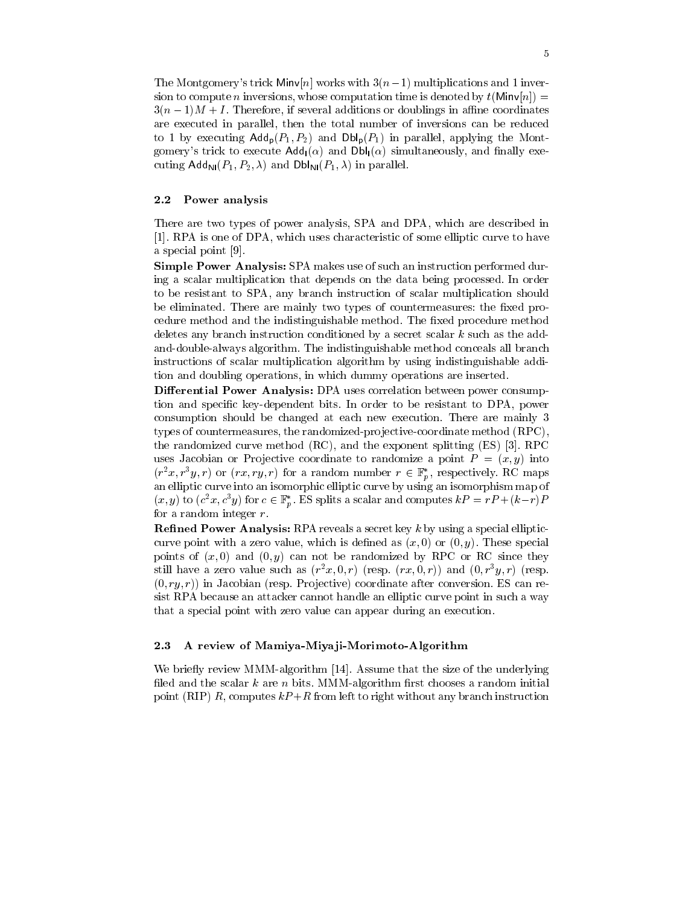The Montgomery's trick $\mathsf{Minv}[n]$ works with $3(n-1)$ multiplications and 1 inversion to compute $n$ inversions, whose computation time is denoted by $t(\mathsf{Minv}[n]) = 3(n-1)M + I$. Therefore, if several additions or doublings in affine coordinates are executed in parallel, then the total number of inversions can be reduced to 1 by executing $\mathsf{Add_p}(P_1, P_2)$ and $\mathsf{Dbl_p}(P_1)$ in parallel, applying the Montgomery's trick to execute $\mathsf{Add_I}(\alpha)$ and $\mathsf{Dbl_I}(\alpha)$ simultaneously, and finally executing $\mathsf{Add_{NI}}(P_1, P_2, \lambda)$ and $\mathsf{Dbl_{NI}}(P_1, \lambda)$ in parallel.

### 2.2 Power analysis

There are two types of power analysis, SPA and DPA, which are described in [1]. RPA is one of DPA, which uses characteristic of some elliptic curve to have a special point [9].

**Simple Power Analysis:** SPA makes use of such an instruction performed during a scalar multiplication that depends on the data being processed. In order to be resistant to SPA, any branch instruction of scalar multiplication should be eliminated. There are mainly two types of countermeasures: the fixed procedure method and the indistinguishable method. The fixed procedure method deletes any branch instruction conditioned by a secret scalar $k$ such as the add-and-double-always algorithm. The indistinguishable method conceals all branch instructions of scalar multiplication algorithm by using indistinguishable addition and doubling operations, in which dummy operations are inserted.

**Differential Power Analysis:** DPA uses correlation between power consumption and specific key-dependent bits. In order to be resistant to DPA, power consumption should be changed at each new execution. There are mainly 3 types of countermeasures, the randomized-projective-coordinate method (RPC), the randomized curve method (RC), and the exponent splitting (ES) [3]. RPC uses Jacobian or Projective coordinate to randomize a point $P = (x, y)$ into $(r^2x, r^3y, r)$ or $(rx, ry, r)$ for a random number $r \in \mathbb{F}_p^*$, respectively. RC maps an elliptic curve into an isomorphic elliptic curve by using an isomorphism map of $(x, y)$ to $(c^2x, c^3y)$ for $c \in \mathbb{F}_p^*$. ES splits a scalar and computes $kP = rP + (k-r)P$ for a random integer $r$.

**Refined Power Analysis:** RPA reveals a secret key $k$ by using a special elliptic-curve point with a zero value, which is defined as $(x, 0)$ or $(0, y)$. These special points of $(x, 0)$ and $(0, y)$ can not be randomized by RPC or RC since they still have a zero value such as $(r^2x, 0, r)$ (resp. $(rx, 0, r)$) and $(0, r^3y, r)$ (resp. $(0, ry, r)$) in Jacobian (resp. Projective) coordinate after conversion. ES can resist RPA because an attacker cannot handle an elliptic curve point in such a way that a special point with zero value can appear during an execution.

### 2.3 A review of Mamiya-Miyaji-Morimoto-Algorithm

We briefly review MMM-algorithm [14]. Assume that the size of the underlying filed and the scalar $k$ are $n$ bits. MMM-algorithm first chooses a random initial point (RIP) $R$, computes $kP+R$ from left to right without any branch instruction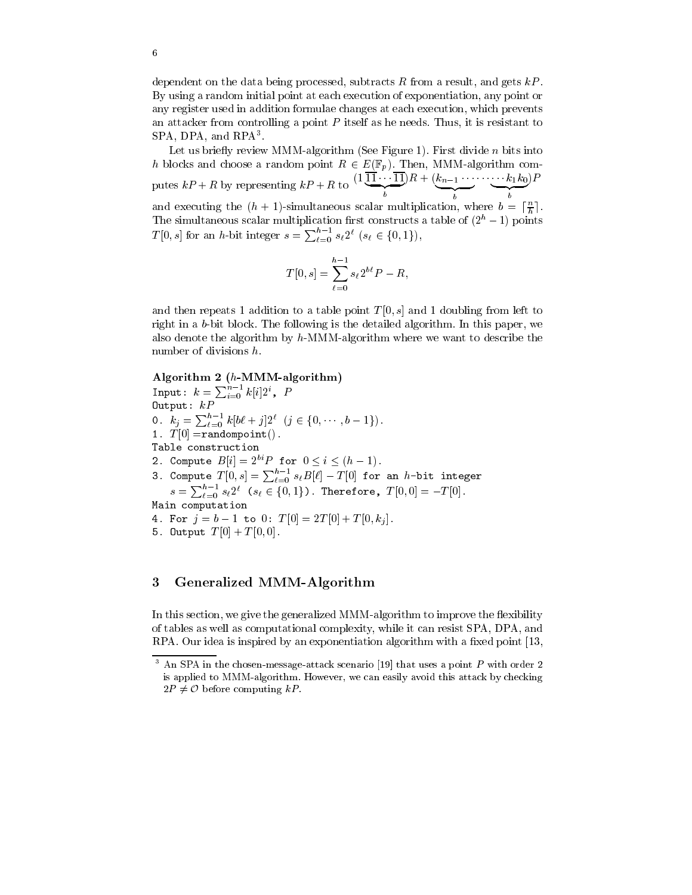dependent on the data being processed, subtracts $R$ from a result, and gets $kP$. By using a random initial point at each execution of exponentiation, any point or any register used in addition formulae changes at each execution, which prevents an attacker from controlling a point $P$ itself as he needs. Thus, it is resistant to SPA, DPA, and RPA[3].

Let us briefly review MMM-algorithm (See Figure 1). First divide $n$ bits into $h$ blocks and choose a random point $R \in E(\mathbb{F}_p)$. Then, MMM-algorithm computes $kP + R$ by representing $kP + R$ to $(1\underbrace{\overline{11}\cdots\overline{11}}_{b})R + (\underbrace{k_{n-1}\cdots}_{b}\cdots\underbrace{\cdots k_1 k_0}_{b})P$ and executing the $(h+1)$-simultaneous scalar multiplication, where $b = \lceil \frac{n}{h} \rceil$. The simultaneous scalar multiplication first constructs a table of $(2^h - 1)$ points $T[0, s]$ for an $h$-bit integer $s = \sum_{\ell=0}^{h-1} s_\ell 2^\ell \ (s_\ell \in \{0, 1\})$,

$$T[0, s] = \sum_{\ell=0}^{h-1} s_\ell 2^{b\ell} P - R,$$

and then repeats 1 addition to a table point $T[0, s]$ and 1 doubling from left to right in a $b$-bit block. The following is the detailed algorithm. In this paper, we also denote the algorithm by $h$-MMM-algorithm where we want to describe the number of divisions $h$.

**Algorithm 2 ($h$-MMM-algorithm)**

Input: $k = \sum_{i=0}^{n-1} k[i]2^i$, $P$
Output: $kP$
0. $k_j = \sum_{\ell=0}^{h-1} k[b\ell + j]2^\ell \ (j \in \{0, \cdots, b-1\})$.
1. $T[0] =$ randompoint().
Table construction
2. Compute $B[i] = 2^{bi}P$ for $0 \le i \le (h-1)$.
3. Compute $T[0, s] = \sum_{\ell=0}^{h-1} s_\ell B[\ell] - T[0]$ for an $h$-bit integer $s = \sum_{\ell=0}^{h-1} s_\ell 2^\ell \ (s_\ell \in \{0, 1\})$. Therefore, $T[0, 0] = -T[0]$.
Main computation
4. For $j = b-1$ to 0: $T[0] = 2T[0] + T[0, k_j]$.
5. Output $T[0] + T[0, 0]$.

## 3 Generalized MMM-Algorithm

In this section, we give the generalized MMM-algorithm to improve the flexibility of tables as well as computational complexity, while it can resist SPA, DPA, and RPA. Our idea is inspired by an exponentiation algorithm with a fixed point [13,

[3] An SPA in the chosen-message-attack scenario [19] that uses a point $P$ with order 2 is applied to MMM-algorithm. However, we can easily avoid this attack by checking $2P \ne \mathcal{O}$ before computing $kP$.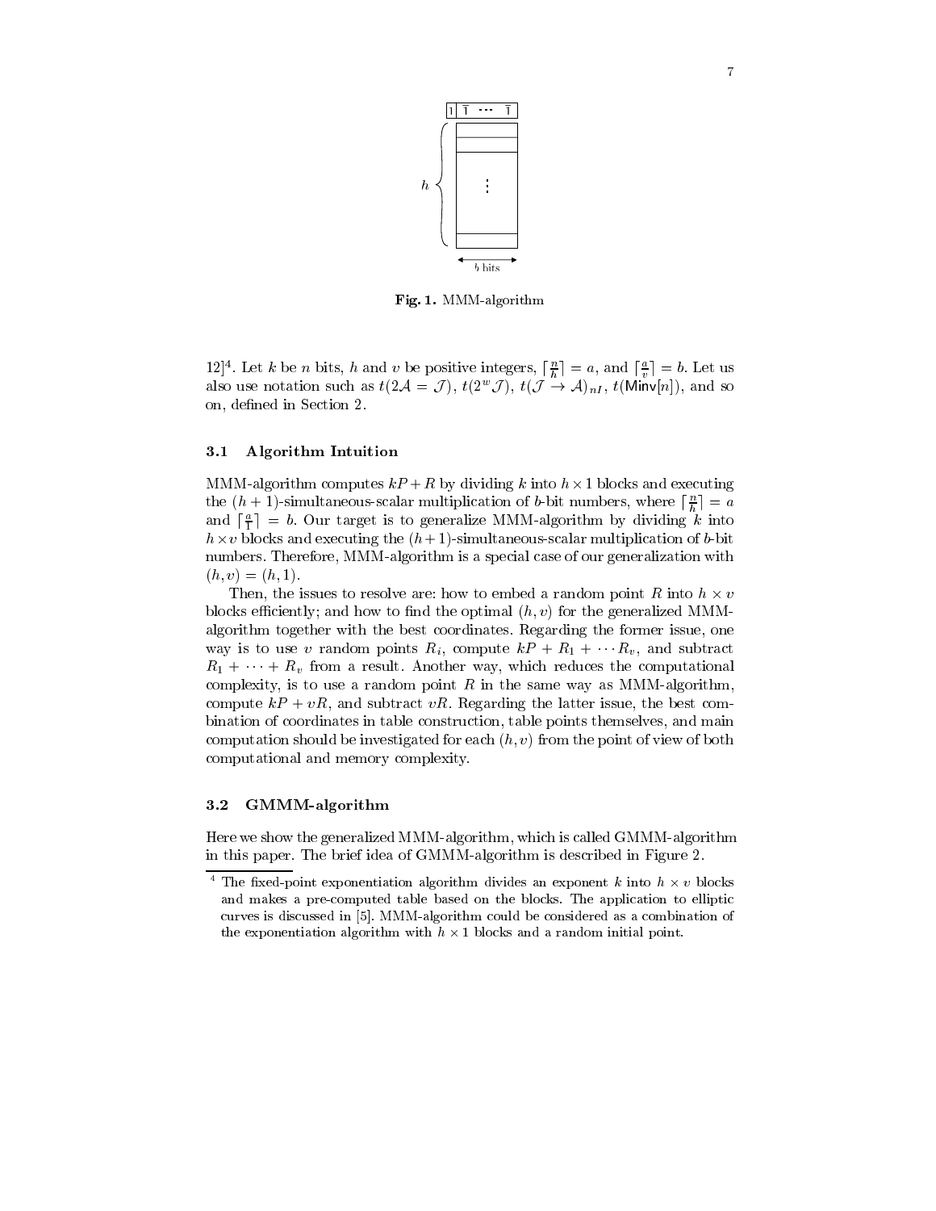Fig. 1. MMM-algorithm

12][4]. Let $k$ be $n$ bits, $h$ and $v$ be positive integers, $\lceil \frac{n}{h} \rceil = a$, and $\lceil \frac{a}{v} \rceil = b$. Let us also use notation such as $t(2\mathcal{A} = \mathcal{J})$, $t(2^w \mathcal{J})$, $t(\mathcal{J} \rightarrow \mathcal{A})_{nI}$, $t(\mathsf{Minv}[n])$, and so on, defined in Section 2.

### 3.1 Algorithm Intuition

MMM-algorithm computes $kP + R$ by dividing $k$ into $h \times 1$ blocks and executing the $(h+1)$-simultaneous-scalar multiplication of $b$-bit numbers, where $\lceil \frac{n}{h} \rceil = a$ and $\lceil \frac{a}{1} \rceil = b$. Our target is to generalize MMM-algorithm by dividing $k$ into $h \times v$ blocks and executing the $(h+1)$-simultaneous-scalar multiplication of $b$-bit numbers. Therefore, MMM-algorithm is a special case of our generalization with $(h, v) = (h, 1)$.

Then, the issues to resolve are: how to embed a random point $R$ into $h \times v$ blocks efficiently; and how to find the optimal $(h, v)$ for the generalized MMM-algorithm together with the best coordinates. Regarding the former issue, one way is to use $v$ random points $R_i$, compute $kP + R_1 + \cdots R_v$, and subtract $R_1 + \cdots + R_v$ from a result. Another way, which reduces the computational complexity, is to use a random point $R$ in the same way as MMM-algorithm, compute $kP + vR$, and subtract $vR$. Regarding the latter issue, the best combination of coordinates in table construction, table points themselves, and main computation should be investigated for each $(h, v)$ from the point of view of both computational and memory complexity.

### 3.2 GMMM-algorithm

Here we show the generalized MMM-algorithm, which is called GMMM-algorithm in this paper. The brief idea of GMMM-algorithm is described in Figure 2.

[4] The fixed-point exponentiation algorithm divides an exponent $k$ into $h \times v$ blocks and makes a pre-computed table based on the blocks. The application to elliptic curves is discussed in [5]. MMM-algorithm could be considered as a combination of the exponentiation algorithm with $h \times 1$ blocks and a random initial point.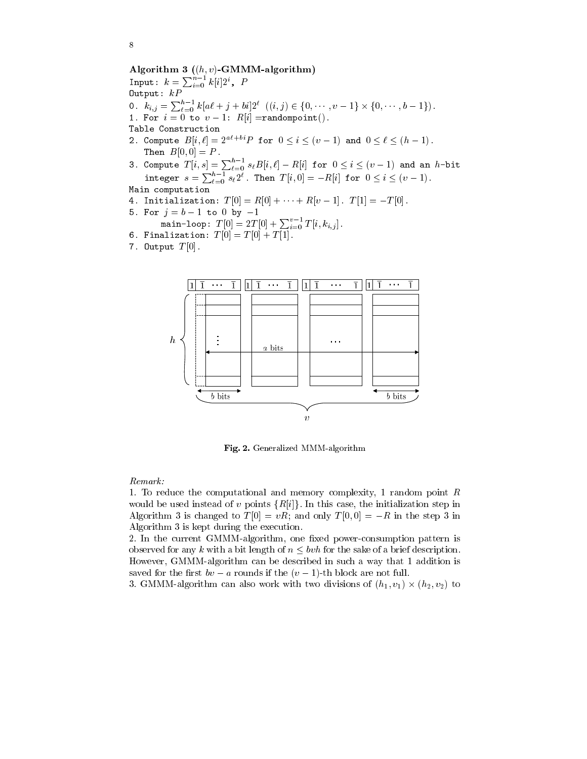**Algorithm 3 ($(h, v)$-GMMM-algorithm)**
Input: $k = \sum_{i=0}^{n-1} k[i]2^i$, $P$
Output: $kP$
0. $k_{i,j} = \sum_{\ell=0}^{h-1} k[a\ell + j + bi]2^\ell$ $((i, j) \in \{0, \cdots, v-1\} \times \{0, \cdots, b-1\})$.
1. For $i = 0$ to $v - 1$: $R[i]$ =randompoint().
Table Construction
2. Compute $B[i, \ell] = 2^{a\ell + bi}P$ for $0 \le i \le (v-1)$ and $0 \le \ell \le (h-1)$.
   Then $B[0, 0] = P$.
3. Compute $T[i, s] = \sum_{\ell=0}^{h-1} s_\ell B[i, \ell] - R[i]$ for $0 \le i \le (v-1)$ and an $h$-bit integer $s = \sum_{\ell=0}^{h-1} s_\ell 2^\ell$. Then $T[i, 0] = -R[i]$ for $0 \le i \le (v-1)$.
Main computation
4. Initialization: $T[0] = R[0] + \cdots + R[v-1]$. $T[1] = -T[0]$.
5. For $j = b-1$ to $0$ by $-1$
   main-loop: $T[0] = 2T[0] + \sum_{i=0}^{v-1} T[i, k_{i,j}]$.
6. Finalization: $T[0] = T[0] + T[1]$.
7. Output $T[0]$.

**Fig. 2.** Generalized MMM-algorithm

*Remark:*
1. To reduce the computational and memory complexity, 1 random point $R$ would be used instead of $v$ points $\{R[i]\}$. In this case, the initialization step in Algorithm 3 is changed to $T[0] = vR$; and only $T[0, 0] = -R$ in the step 3 in Algorithm 3 is kept during the execution.
2. In the current GMMM-algorithm, one fixed power-consumption pattern is observed for any $k$ with a bit length of $n \le bvh$ for the sake of a brief description. However, GMMM-algorithm can be described in such a way that 1 addition is saved for the first $bv - a$ rounds if the $(v-1)$-th block are not full.
3. GMMM-algorithm can also work with two divisions of $(h_1, v_1) \times (h_2, v_2)$ to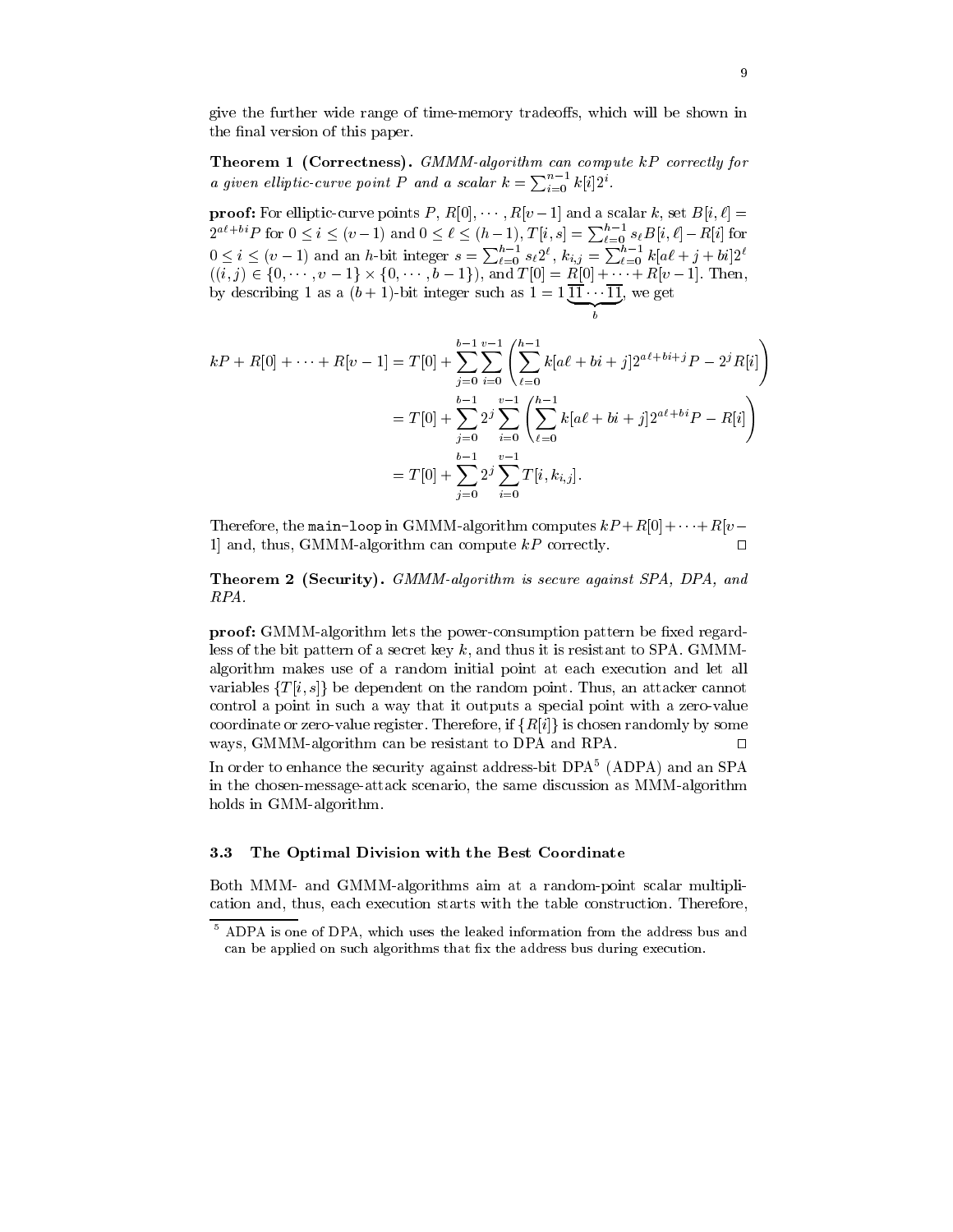give the further wide range of time-memory tradeoffs, which will be shown in the final version of this paper.

**Theorem 1 (Correctness).** *GMMM-algorithm can compute $kP$ correctly for a given elliptic-curve point $P$ and a scalar $k = \sum_{i=0}^{n-1} k[i]2^i$.*

**proof:** For elliptic-curve points $P$, $R[0], \cdots, R[v-1]$ and a scalar $k$, set $B[i, \ell] = 2^{a\ell+bi}P$ for $0 \le i \le (v-1)$ and $0 \le \ell \le (h-1)$, $T[i,s] = \sum_{\ell=0}^{h-1} s_\ell B[i,\ell] - R[i]$ for $0 \le i \le (v-1)$ and an $h$-bit integer $s = \sum_{\ell=0}^{h-1} s_\ell 2^\ell$, $k_{i,j} = \sum_{\ell=0}^{h-1} k[a\ell + j + bi]2^\ell$ ($(i,j) \in \{0, \cdots, v-1\} \times \{0, \cdots, b-1\}$), and $T[0] = R[0] + \cdots + R[v-1]$. Then, by describing 1 as a $(b+1)$-bit integer such as $1 = 1\underbrace{\overline{1}\overline{1}\cdots\overline{1}\overline{1}}_{b}$, we get

$$
\begin{aligned}
kP + R[0] + \cdots + R[v-1] &= T[0] + \sum_{j=0}^{b-1}\sum_{i=0}^{v-1}\left(\sum_{\ell=0}^{h-1} k[a\ell + bi + j]2^{a\ell+bi+j}P - 2^j R[i]\right) \\
&= T[0] + \sum_{j=0}^{b-1} 2^j \sum_{i=0}^{v-1}\left(\sum_{\ell=0}^{h-1} k[a\ell + bi + j]2^{a\ell+bi}P - R[i]\right) \\
&= T[0] + \sum_{j=0}^{b-1} 2^j \sum_{i=0}^{v-1} T[i, k_{i,j}].
\end{aligned}
$$

Therefore, the `main-loop` in GMMM-algorithm computes $kP + R[0] + \cdots + R[v-1]$ and, thus, GMMM-algorithm can compute $kP$ correctly. □

**Theorem 2 (Security).** *GMMM-algorithm is secure against SPA, DPA, and RPA.*

**proof:** GMMM-algorithm lets the power-consumption pattern be fixed regardless of the bit pattern of a secret key $k$, and thus it is resistant to SPA. GMMM-algorithm makes use of a random initial point at each execution and let all variables $\{T[i,s]\}$ be dependent on the random point. Thus, an attacker cannot control a point in such a way that it outputs a special point with a zero-value coordinate or zero-value register. Therefore, if $\{R[i]\}$ is chosen randomly by some ways, GMMM-algorithm can be resistant to DPA and RPA. □

In order to enhance the security against address-bit DPA[5] (ADPA) and an SPA in the chosen-message-attack scenario, the same discussion as MMM-algorithm holds in GMM-algorithm.

### 3.3 The Optimal Division with the Best Coordinate

Both MMM- and GMMM-algorithms aim at a random-point scalar multiplication and, thus, each execution starts with the table construction. Therefore,

[5] ADPA is one of DPA, which uses the leaked information from the address bus and can be applied on such algorithms that fix the address bus during execution.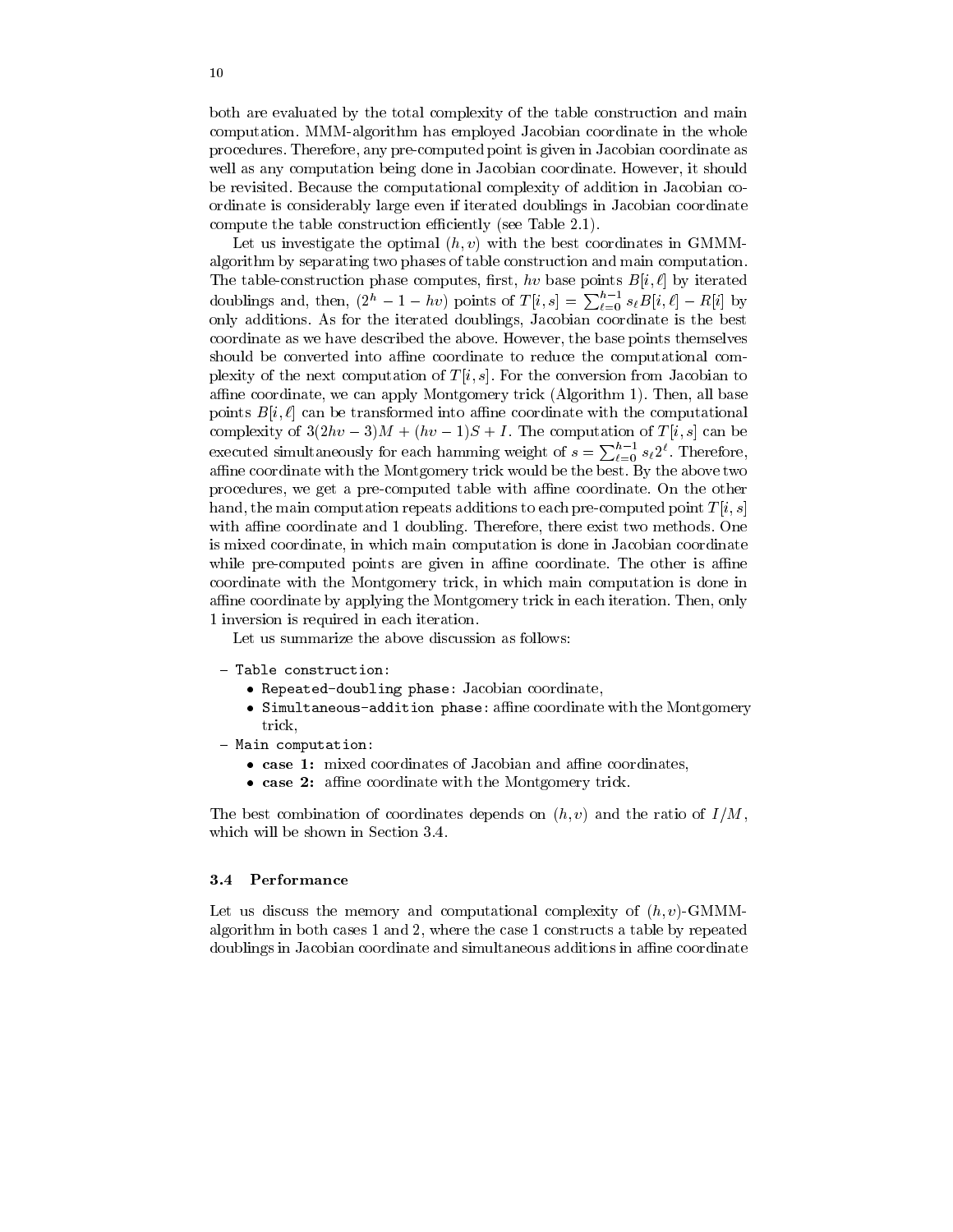both are evaluated by the total complexity of the table construction and main computation. MMM-algorithm has employed Jacobian coordinate in the whole procedures. Therefore, any pre-computed point is given in Jacobian coordinate as well as any computation being done in Jacobian coordinate. However, it should be revisited. Because the computational complexity of addition in Jacobian coordinate is considerably large even if iterated doublings in Jacobian coordinate compute the table construction efficiently (see Table 2.1).

Let us investigate the optimal $(h, v)$ with the best coordinates in GMMM-algorithm by separating two phases of table construction and main computation. The table-construction phase computes, first, $hv$ base points $B[i, \ell]$ by iterated doublings and, then, $(2^h - 1 - hv)$ points of $T[i, s] = \sum_{\ell=0}^{h-1} s_\ell B[i, \ell] - R[i]$ by only additions. As for the iterated doublings, Jacobian coordinate is the best coordinate as we have described the above. However, the base points themselves should be converted into affine coordinate to reduce the computational complexity of the next computation of $T[i, s]$. For the conversion from Jacobian to affine coordinate, we can apply Montgomery trick (Algorithm 1). Then, all base points $B[i, \ell]$ can be transformed into affine coordinate with the computational complexity of $3(2hv - 3)M + (hv - 1)S + I$. The computation of $T[i, s]$ can be executed simultaneously for each hamming weight of $s = \sum_{\ell=0}^{h-1} s_\ell 2^\ell$. Therefore, affine coordinate with the Montgomery trick would be the best. By the above two procedures, we get a pre-computed table with affine coordinate. On the other hand, the main computation repeats additions to each pre-computed point $T[i, s]$ with affine coordinate and 1 doubling. Therefore, there exist two methods. One is mixed coordinate, in which main computation is done in Jacobian coordinate while pre-computed points are given in affine coordinate. The other is affine coordinate with the Montgomery trick, in which main computation is done in affine coordinate by applying the Montgomery trick in each iteration. Then, only 1 inversion is required in each iteration.

Let us summarize the above discussion as follows:

- `Table construction`:
  - `Repeated-doubling phase`: Jacobian coordinate,
  - `Simultaneous-addition phase`: affine coordinate with the Montgomery trick,
- `Main computation`:
  - **case 1:** mixed coordinates of Jacobian and affine coordinates,
  - **case 2:** affine coordinate with the Montgomery trick.

The best combination of coordinates depends on $(h, v)$ and the ratio of $I/M$, which will be shown in Section 3.4.

### 3.4 Performance

Let us discuss the memory and computational complexity of $(h,v)$-GMMM-algorithm in both cases 1 and 2, where the case 1 constructs a table by repeated doublings in Jacobian coordinate and simultaneous additions in affine coordinate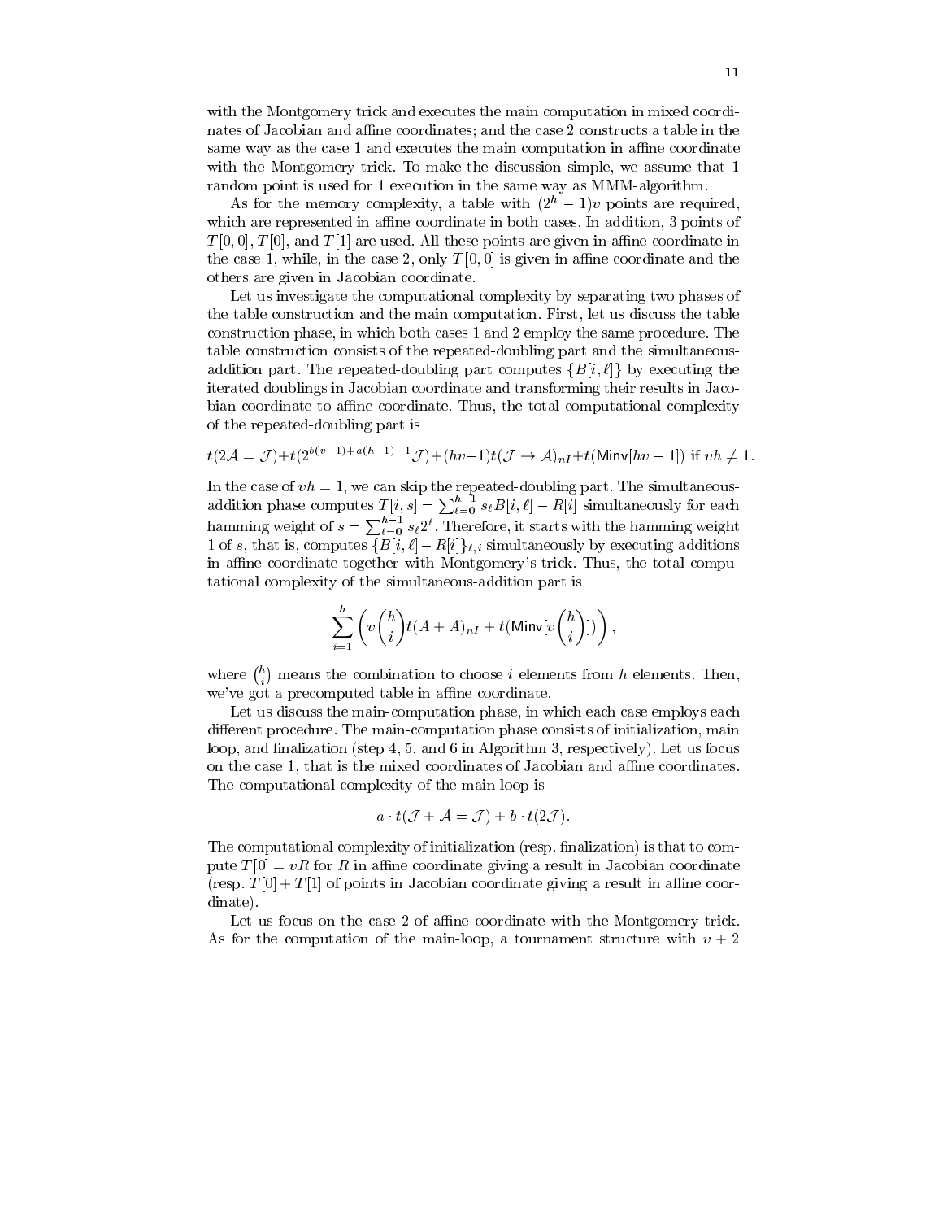with the Montgomery trick and executes the main computation in mixed coordinates of Jacobian and affine coordinates; and the case 2 constructs a table in the same way as the case 1 and executes the main computation in affine coordinate with the Montgomery trick. To make the discussion simple, we assume that 1 random point is used for 1 execution in the same way as MMM-algorithm.

As for the memory complexity, a table with $(2^h - 1)v$ points are required, which are represented in affine coordinate in both cases. In addition, 3 points of $T[0,0]$, $T[0]$, and $T[1]$ are used. All these points are given in affine coordinate in the case 1, while, in the case 2, only $T[0,0]$ is given in affine coordinate and the others are given in Jacobian coordinate.

Let us investigate the computational complexity by separating two phases of the table construction and the main computation. First, let us discuss the table construction phase, in which both cases 1 and 2 employ the same procedure. The table construction consists of the repeated-doubling part and the simultaneous-addition part. The repeated-doubling part computes $\{B[i,\ell]\}$ by executing the iterated doublings in Jacobian coordinate and transforming their results in Jacobian coordinate to affine coordinate. Thus, the total computational complexity of the repeated-doubling part is

$$t(2\mathcal{A} = \mathcal{J}) + t(2^{b(v-1)+a(h-1)-1}\mathcal{J}) + (hv-1)t(\mathcal{J} \to \mathcal{A})_{nI} + t(\mathsf{Minv}[hv-1]) \text{ if } vh \neq 1.$$

In the case of $vh = 1$, we can skip the repeated-doubling part. The simultaneous-addition phase computes $T[i,s] = \sum_{\ell=0}^{h-1} s_\ell B[i,\ell] - R[i]$ simultaneously for each hamming weight of $s = \sum_{\ell=0}^{h-1} s_\ell 2^\ell$. Therefore, it starts with the hamming weight 1 of $s$, that is, computes $\{B[i,\ell] - R[i]\}_{\ell,i}$ simultaneously by executing additions in affine coordinate together with Montgomery's trick. Thus, the total computational complexity of the simultaneous-addition part is

$$\sum_{i=1}^{h} \left( v\binom{h}{i} t(A+A)_{nI} + t(\mathsf{Minv}[v\binom{h}{i}]) \right),$$

where $\binom{h}{i}$ means the combination to choose $i$ elements from $h$ elements. Then, we've got a precomputed table in affine coordinate.

Let us discuss the main-computation phase, in which each case employs each different procedure. The main-computation phase consists of initialization, main loop, and finalization (step 4, 5, and 6 in Algorithm 3, respectively). Let us focus on the case 1, that is the mixed coordinates of Jacobian and affine coordinates. The computational complexity of the main loop is

$$a \cdot t(\mathcal{J} + \mathcal{A} = \mathcal{J}) + b \cdot t(2\mathcal{J}).$$

The computational complexity of initialization (resp. finalization) is that to compute $T[0] = vR$ for $R$ in affine coordinate giving a result in Jacobian coordinate (resp. $T[0] + T[1]$ of points in Jacobian coordinate giving a result in affine coordinate).

Let us focus on the case 2 of affine coordinate with the Montgomery trick. As for the computation of the main-loop, a tournament structure with $v + 2$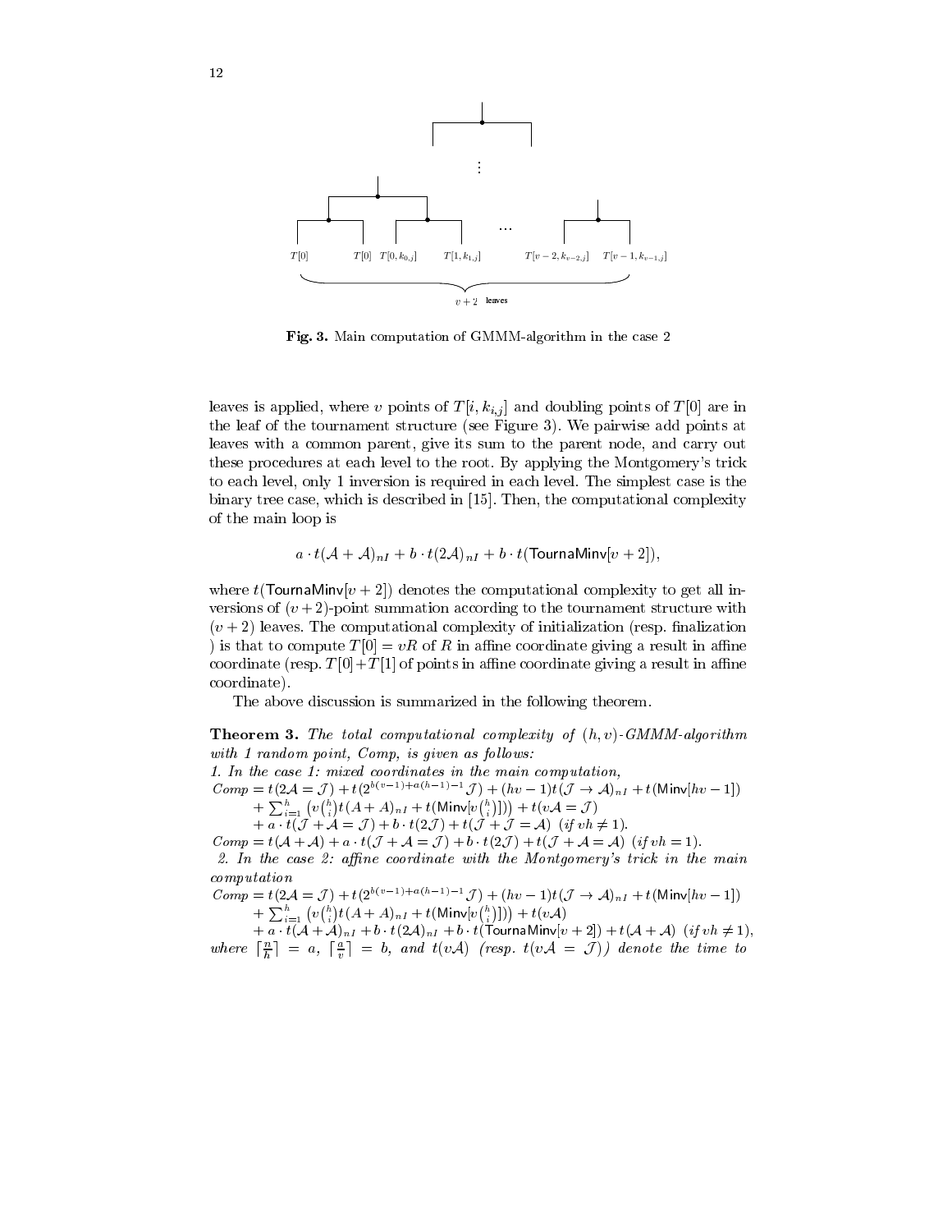**Fig. 3.** Main computation of GMMM-algorithm in the case 2

leaves is applied, where $v$ points of $T[i, k_{i,j}]$ and doubling points of $T[0]$ are in the leaf of the tournament structure (see Figure 3). We pairwise add points at leaves with a common parent, give its sum to the parent node, and carry out these procedures at each level to the root. By applying the Montgomery's trick to each level, only 1 inversion is required in each level. The simplest case is the binary tree case, which is described in [15]. Then, the computational complexity of the main loop is

$$a \cdot t(\mathcal{A} + \mathcal{A})_{nI} + b \cdot t(2\mathcal{A})_{nI} + b \cdot t(\mathsf{TournaMinv}[v+2]),$$

where $t(\mathsf{TournaMinv}[v+2])$ denotes the computational complexity to get all inversions of $(v+2)$-point summation according to the tournament structure with $(v+2)$ leaves. The computational complexity of initialization (resp. finalization ) is that to compute $T[0] = vR$ of $R$ in affine coordinate giving a result in affine coordinate (resp. $T[0]+T[1]$ of points in affine coordinate giving a result in affine coordinate).

The above discussion is summarized in the following theorem.

**Theorem 3.** *The total computational complexity of $(h, v)$-GMMM-algorithm with 1 random point, Comp, is given as follows:*

*1. In the case 1: mixed coordinates in the main computation,*

$Comp = t(2\mathcal{A} = \mathcal{J}) + t(2^{b(v-1)+a(h-1)-1}\mathcal{J}) + (hv-1)t(\mathcal{J} \to \mathcal{A})_{nI} + t(\mathsf{Minv}[hv-1])$
$\quad + \sum_{i=1}^{h} \left(v\binom{h}{i} t(A+A)_{nI} + t(\mathsf{Minv}[v\binom{h}{i}])\right) + t(v\mathcal{A} = \mathcal{J})$
$\quad + a \cdot t(\mathcal{J} + \mathcal{A} = \mathcal{J}) + b \cdot t(2\mathcal{J}) + t(\mathcal{J} + \mathcal{J} = \mathcal{A})$ *(if $vh \neq 1$).*

$Comp = t(\mathcal{A} + \mathcal{A}) + a \cdot t(\mathcal{J} + \mathcal{A} = \mathcal{J}) + b \cdot t(2\mathcal{J}) + t(\mathcal{J} + \mathcal{A} = \mathcal{A})$ *(if $vh = 1$).*

*2. In the case 2: affine coordinate with the Montgomery's trick in the main computation*

$Comp = t(2\mathcal{A} = \mathcal{J}) + t(2^{b(v-1)+a(h-1)-1}\mathcal{J}) + (hv-1)t(\mathcal{J} \to \mathcal{A})_{nI} + t(\mathsf{Minv}[hv-1])$
$\quad + \sum_{i=1}^{h} \left(v\binom{h}{i} t(A+A)_{nI} + t(\mathsf{Minv}[v\binom{h}{i}])\right) + t(v\mathcal{A})$
$\quad + a \cdot t(\mathcal{A} + \mathcal{A})_{nI} + b \cdot t(2\mathcal{A})_{nI} + b \cdot t(\mathsf{TournaMinv}[v+2]) + t(\mathcal{A} + \mathcal{A})$ *(if $vh \neq 1$),*

*where $\lceil \frac{n}{h} \rceil = a$, $\lceil \frac{a}{v} \rceil = b$, and $t(v\mathcal{A})$ (resp. $t(v\mathcal{A} = \mathcal{J})$) denote the time to*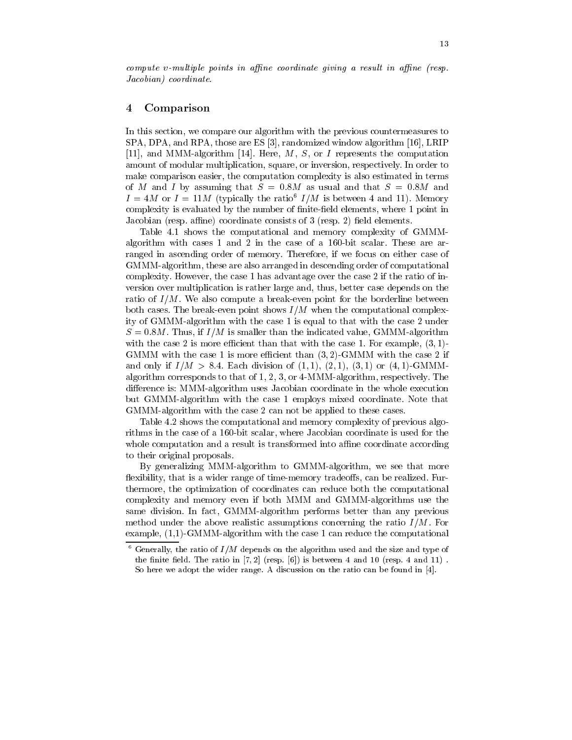*compute v-multiple points in affine coordinate giving a result in affine (resp. Jacobian) coordinate.*

## 4 Comparison

In this section, we compare our algorithm with the previous countermeasures to SPA, DPA, and RPA, those are ES [3], randomized window algorithm [16], LRIP [11], and MMM-algorithm [14]. Here, $M$, $S$, or $I$ represents the computation amount of modular multiplication, square, or inversion, respectively. In order to make comparison easier, the computation complexity is also estimated in terms of $M$ and $I$ by assuming that $S = 0.8M$ as usual and that $S = 0.8M$ and $I = 4M$ or $I = 11M$ (typically the ratio[6] $I/M$ is between 4 and 11). Memory complexity is evaluated by the number of finite-field elements, where 1 point in Jacobian (resp. affine) coordinate consists of 3 (resp. 2) field elements.

Table 4.1 shows the computational and memory complexity of GMMM-algorithm with cases 1 and 2 in the case of a 160-bit scalar. These are arranged in ascending order of memory. Therefore, if we focus on either case of GMMM-algorithm, these are also arranged in descending order of computational complexity. However, the case 1 has advantage over the case 2 if the ratio of inversion over multiplication is rather large and, thus, better case depends on the ratio of $I/M$. We also compute a break-even point for the borderline between both cases. The break-even point shows $I/M$ when the computational complexity of GMMM-algorithm with the case 1 is equal to that with the case 2 under $S = 0.8M$. Thus, if $I/M$ is smaller than the indicated value, GMMM-algorithm with the case 2 is more efficient than that with the case 1. For example, $(3, 1)$-GMMM with the case 1 is more efficient than $(3, 2)$-GMMM with the case 2 if and only if $I/M > 8.4$. Each division of $(1, 1)$, $(2, 1)$, $(3, 1)$ or $(4, 1)$-GMMM-algorithm corresponds to that of 1, 2, 3, or 4-MMM-algorithm, respectively. The difference is: MMM-algorithm uses Jacobian coordinate in the whole execution but GMMM-algorithm with the case 1 employs mixed coordinate. Note that GMMM-algorithm with the case 2 can not be applied to these cases.

Table 4.2 shows the computational and memory complexity of previous algorithms in the case of a 160-bit scalar, where Jacobian coordinate is used for the whole computation and a result is transformed into affine coordinate according to their original proposals.

By generalizing MMM-algorithm to GMMM-algorithm, we see that more flexibility, that is a wider range of time-memory tradeoffs, can be realized. Furthermore, the optimization of coordinates can reduce both the computational complexity and memory even if both MMM and GMMM-algorithms use the same division. In fact, GMMM-algorithm performs better than any previous method under the above realistic assumptions concerning the ratio $I/M$. For example, (1,1)-GMMM-algorithm with the case 1 can reduce the computational

[6] Generally, the ratio of $I/M$ depends on the algorithm used and the size and type of the finite field. The ratio in [7, 2] (resp. [6]) is between 4 and 10 (resp. 4 and 11) . So here we adopt the wider range. A discussion on the ratio can be found in [4].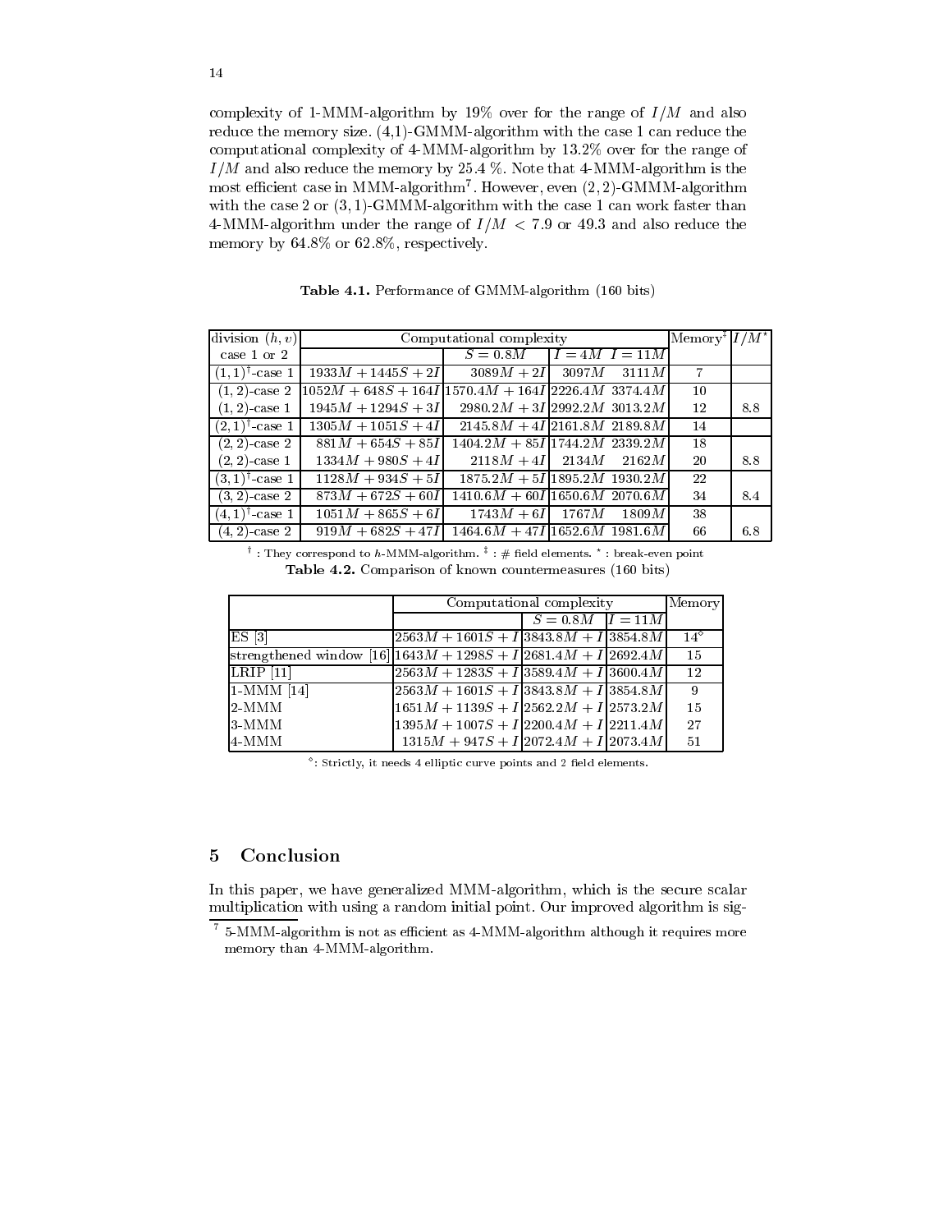complexity of 1-MMM-algorithm by 19% over for the range of $I/M$ and also reduce the memory size. (4,1)-GMMM-algorithm with the case 1 can reduce the computational complexity of 4-MMM-algorithm by 13.2% over for the range of $I/M$ and also reduce the memory by 25.4 %. Note that 4-MMM-algorithm is the most efficient case in MMM-algorithm[7]. However, even $(2,2)$-GMMM-algorithm with the case 2 or $(3,1)$-GMMM-algorithm with the case 1 can work faster than 4-MMM-algorithm under the range of $I/M < 7.9$ or 49.3 and also reduce the memory by 64.8% or 62.8%, respectively.

**Table 4.1.** Performance of GMMM-algorithm (160 bits)

| division $(h,v)$ | Computational complexity | | | | Memory[‡] | $I/M$[*] |
|---|---|---|---|---|---|---|
| case 1 or 2 | | $S=0.8M$ | $I=4M$ | $I=11M$ | | |
| $(1,1)^{\dagger}$-case 1 | $1933M+1445S+2I$ | $3089M+2I$ | $3097M$ | $3111M$ | 7 | |
| $(1,2)$-case 2 | $1052M+648S+164I$ | $1570.4M+164I$ | $2226.4M$ | $3374.4M$ | 10 | |
| $(1,2)$-case 1 | $1945M+1294S+3I$ | $2980.2M+3I$ | $2992.2M$ | $3013.2M$ | 12 | 8.8 |
| $(2,1)^{\dagger}$-case 1 | $1305M+1051S+4I$ | $2145.8M+4I$ | $2161.8M$ | $2189.8M$ | 14 | |
| $(2,2)$-case 2 | $881M+654S+85I$ | $1404.2M+85I$ | $1744.2M$ | $2339.2M$ | 18 | |
| $(2,2)$-case 1 | $1334M+980S+4I$ | $2118M+4I$ | $2134M$ | $2162M$ | 20 | 8.8 |
| $(3,1)^{\dagger}$-case 1 | $1128M+934S+5I$ | $1875.2M+5I$ | $1895.2M$ | $1930.2M$ | 22 | |
| $(3,2)$-case 2 | $873M+672S+60I$ | $1410.6M+60I$ | $1650.6M$ | $2070.6M$ | 34 | 8.4 |
| $(4,1)^{\dagger}$-case 1 | $1051M+865S+6I$ | $1743M+6I$ | $1767M$ | $1809M$ | 38 | |
| $(4,2)$-case 2 | $919M+682S+47I$ | $1464.6M+47I$ | $1652.6M$ | $1981.6M$ | 66 | 6.8 |

†: They correspond to $h$-MMM-algorithm. ‡: # field elements. *: break-even point

**Table 4.2.** Comparison of known countermeasures (160 bits)

| | Computational complexity | | | Memory |
|---|---|---|---|---|
| | | $S=0.8M$ | $I=11M$ | |
| ES [3] | $2563M+1601S+I$ | $3843.8M+I$ | $3854.8M$ | 14[◇] |
| strengthened window [16] | $1643M+1298S+I$ | $2681.4M+I$ | $2692.4M$ | 15 |
| LRIP [11] | $2563M+1283S+I$ | $3589.4M+I$ | $3600.4M$ | 12 |
| 1-MMM [14] | $2563M+1601S+I$ | $3843.8M+I$ | $3854.8M$ | 9 |
| 2-MMM | $1651M+1139S+I$ | $2562.2M+I$ | $2573.2M$ | 15 |
| 3-MMM | $1395M+1007S+I$ | $2200.4M+I$ | $2211.4M$ | 27 |
| 4-MMM | $1315M+947S+I$ | $2072.4M+I$ | $2073.4M$ | 51 |

◇: Strictly, it needs 4 elliptic curve points and 2 field elements.

## 5 Conclusion

In this paper, we have generalized MMM-algorithm, which is the secure scalar multiplication with using a random initial point. Our improved algorithm is sig-

[7] 5-MMM-algorithm is not as efficient as 4-MMM-algorithm although it requires more memory than 4-MMM-algorithm.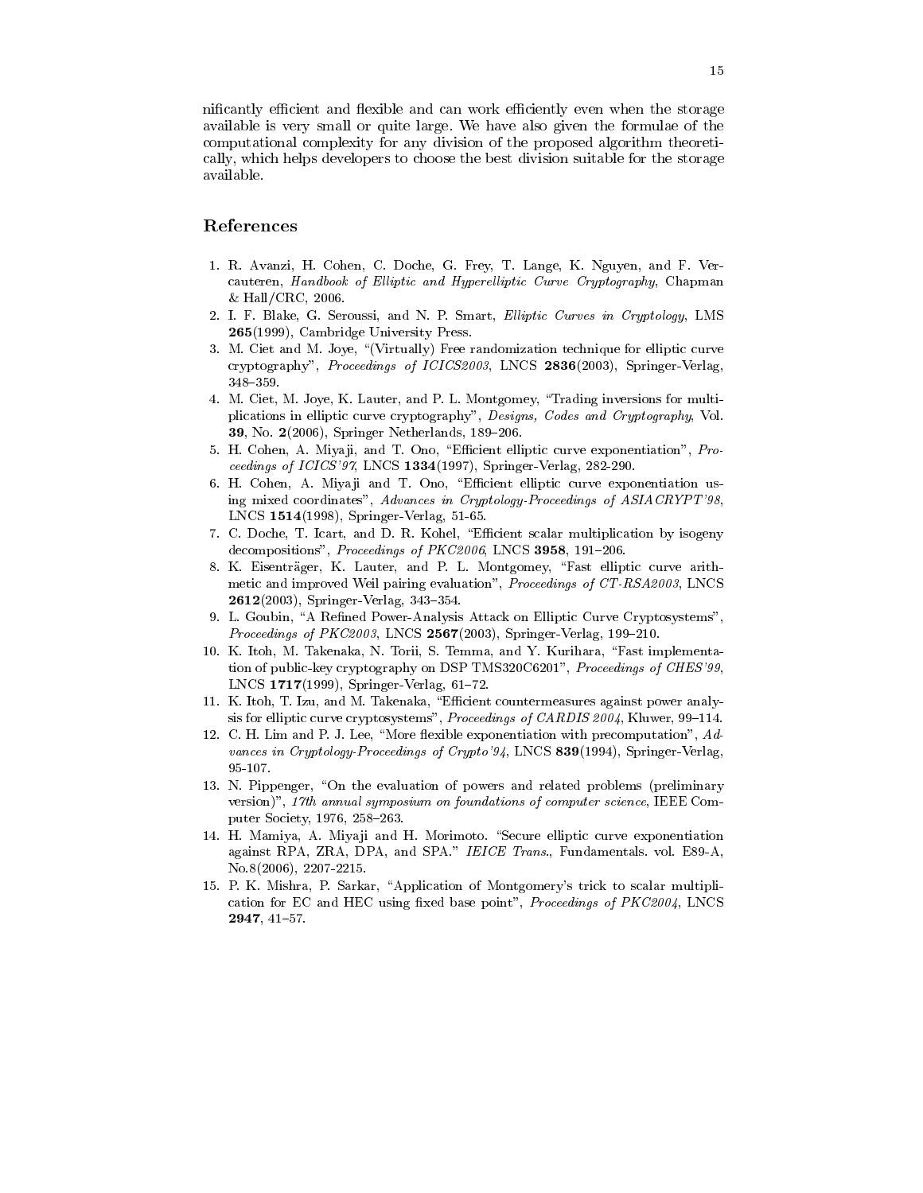nificantly efficient and flexible and can work efficiently even when the storage available is very small or quite large. We have also given the formulae of the computational complexity for any division of the proposed algorithm theoretically, which helps developers to choose the best division suitable for the storage available.

## References

1. R. Avanzi, H. Cohen, C. Doche, G. Frey, T. Lange, K. Nguyen, and F. Vercauteren, *Handbook of Elliptic and Hyperelliptic Curve Cryptography*, Chapman & Hall/CRC, 2006.
2. I. F. Blake, G. Seroussi, and N. P. Smart, *Elliptic Curves in Cryptology*, LMS **265**(1999), Cambridge University Press.
3. M. Ciet and M. Joye, "(Virtually) Free randomization technique for elliptic curve cryptography", *Proceedings of ICICS2003*, LNCS **2836**(2003), Springer-Verlag, 348–359.
4. M. Ciet, M. Joye, K. Lauter, and P. L. Montgomey, "Trading inversions for multiplications in elliptic curve cryptography", *Designs, Codes and Cryptography*, Vol. **39**, No. **2**(2006), Springer Netherlands, 189–206.
5. H. Cohen, A. Miyaji, and T. Ono, "Efficient elliptic curve exponentiation", *Proceedings of ICICS'97*, LNCS **1334**(1997), Springer-Verlag, 282-290.
6. H. Cohen, A. Miyaji and T. Ono, "Efficient elliptic curve exponentiation using mixed coordinates", *Advances in Cryptology-Proceedings of ASIACRYPT'98*, LNCS **1514**(1998), Springer-Verlag, 51-65.
7. C. Doche, T. Icart, and D. R. Kohel, "Efficient scalar multiplication by isogeny decompositions", *Proceedings of PKC2006*, LNCS **3958**, 191–206.
8. K. Eisenträger, K. Lauter, and P. L. Montgomey, "Fast elliptic curve arithmetic and improved Weil pairing evaluation", *Proceedings of CT-RSA2003*, LNCS **2612**(2003), Springer-Verlag, 343–354.
9. L. Goubin, "A Refined Power-Analysis Attack on Elliptic Curve Cryptosystems", *Proceedings of PKC2003*, LNCS **2567**(2003), Springer-Verlag, 199–210.
10. K. Itoh, M. Takenaka, N. Torii, S. Temma, and Y. Kurihara, "Fast implementation of public-key cryptography on DSP TMS320C6201", *Proceedings of CHES'99*, LNCS **1717**(1999), Springer-Verlag, 61–72.
11. K. Itoh, T. Izu, and M. Takenaka, "Efficient countermeasures against power analysis for elliptic curve cryptosystems", *Proceedings of CARDIS 2004*, Kluwer, 99–114.
12. C. H. Lim and P. J. Lee, "More flexible exponentiation with precomputation", *Advances in Cryptology-Proceedings of Crypto'94*, LNCS **839**(1994), Springer-Verlag, 95-107.
13. N. Pippenger, "On the evaluation of powers and related problems (preliminary version)", *17th annual symposium on foundations of computer science*, IEEE Computer Society, 1976, 258–263.
14. H. Mamiya, A. Miyaji and H. Morimoto. "Secure elliptic curve exponentiation against RPA, ZRA, DPA, and SPA." *IEICE Trans.*, Fundamentals. vol. E89-A, No.8(2006), 2207-2215.
15. P. K. Mishra, P. Sarkar, "Application of Montgomery's trick to scalar multiplication for EC and HEC using fixed base point", *Proceedings of PKC2004*, LNCS **2947**, 41–57.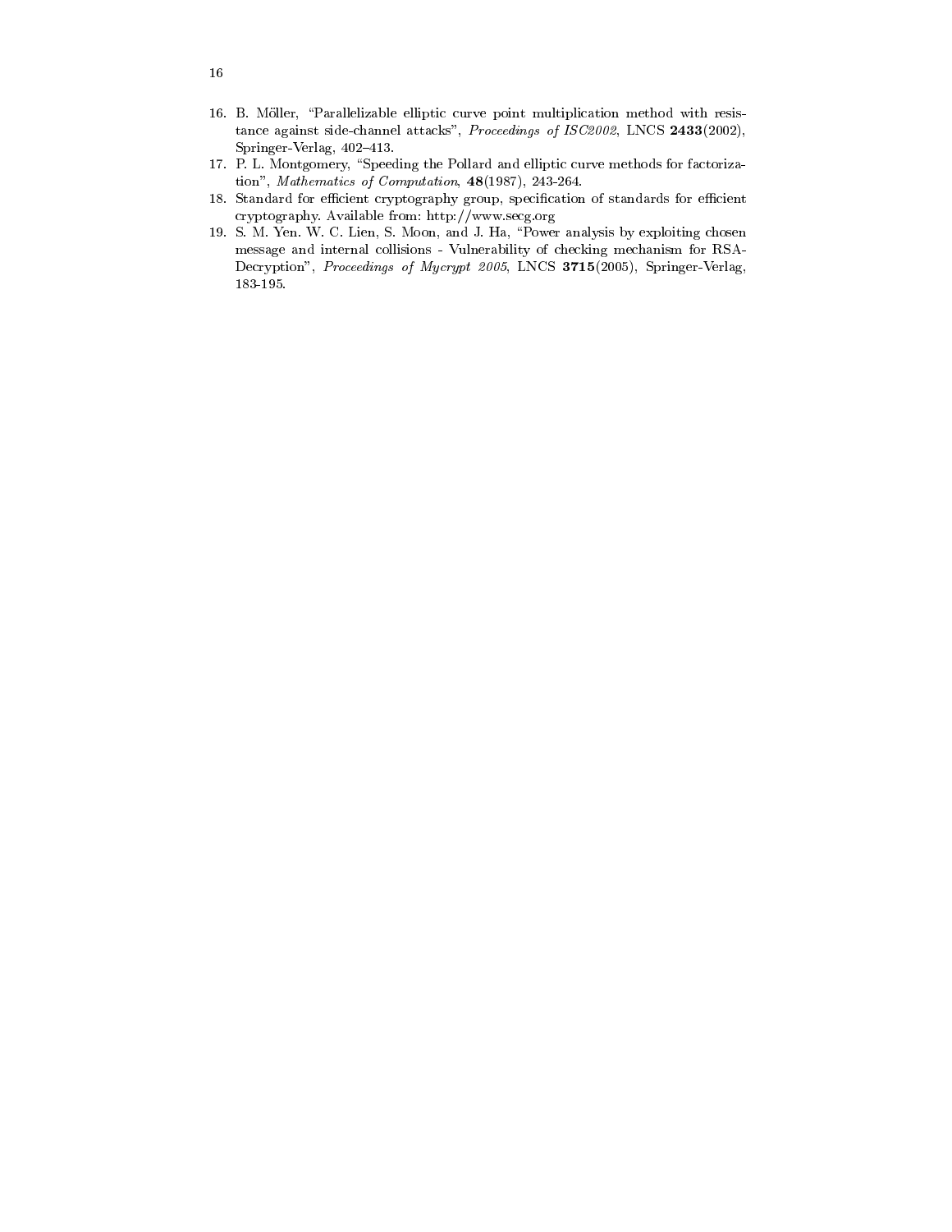16. B. Möller, "Parallelizable elliptic curve point multiplication method with resistance against side-channel attacks", *Proceedings of ISC2002*, LNCS **2433**(2002), Springer-Verlag, 402–413.
17. P. L. Montgomery, "Speeding the Pollard and elliptic curve methods for factorization", *Mathematics of Computation*, **48**(1987), 243-264.
18. Standard for efficient cryptography group, specification of standards for efficient cryptography. Available from: http://www.secg.org
19. S. M. Yen. W. C. Lien, S. Moon, and J. Ha, "Power analysis by exploiting chosen message and internal collisions - Vulnerability of checking mechanism for RSA-Decryption", *Proceedings of Mycrypt 2005*, LNCS **3715**(2005), Springer-Verlag, 183-195.